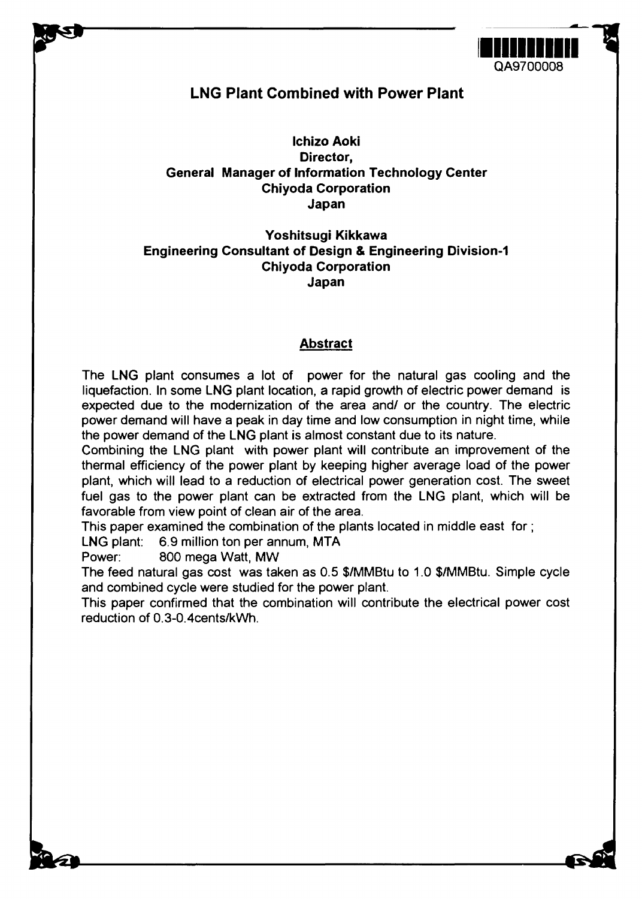QA9700008

# LNG Plant Combined with Power Plant

**Ichizo Aoki**
**Director,**
**General Manager of Information Technology Center**
**Chiyoda Corporation**
**Japan**

**Yoshitsugi Kikkawa**
**Engineering Consultant of Design & Engineering Division-1**
**Chiyoda Corporation**
**Japan**

## Abstract

The LNG plant consumes a lot of power for the natural gas cooling and the liquefaction. In some LNG plant location, a rapid growth of electric power demand is expected due to the modernization of the area and/ or the country. The electric power demand will have a peak in day time and low consumption in night time, while the power demand of the LNG plant is almost constant due to its nature.

Combining the LNG plant with power plant will contribute an improvement of the thermal efficiency of the power plant by keeping higher average load of the power plant, which will lead to a reduction of electrical power generation cost. The sweet fuel gas to the power plant can be extracted from the LNG plant, which will be favorable from view point of clean air of the area.

This paper examined the combination of the plants located in middle east for ;

LNG plant: 6.9 million ton per annum, MTA

Power: 800 mega Watt, MW

The feed natural gas cost was taken as 0.5 $/MMBtu to 1.0 $/MMBtu. Simple cycle and combined cycle were studied for the power plant.

This paper confirmed that the combination will contribute the electrical power cost reduction of 0.3-0.4cents/kWh.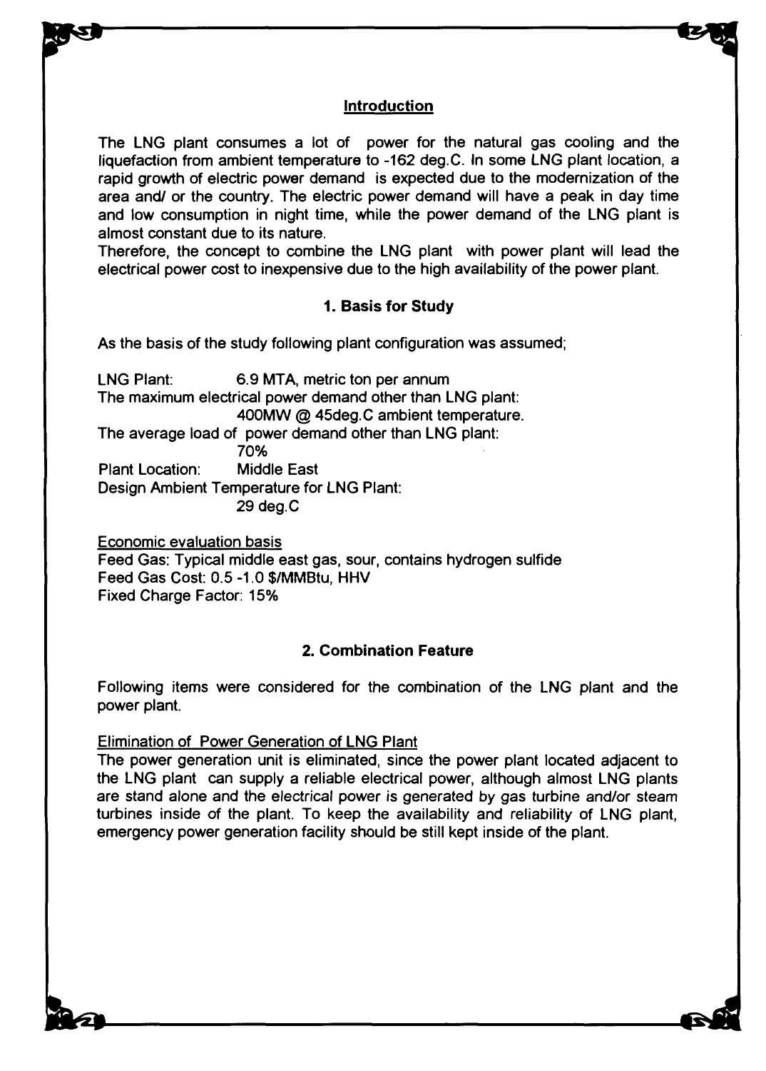## Introduction

The LNG plant consumes a lot of power for the natural gas cooling and the liquefaction from ambient temperature to -162 deg.C. In some LNG plant location, a rapid growth of electric power demand is expected due to the modernization of the area and/ or the country. The electric power demand will have a peak in day time and low consumption in night time, while the power demand of the LNG plant is almost constant due to its nature.

Therefore, the concept to combine the LNG plant with power plant will lead the electrical power cost to inexpensive due to the high availability of the power plant.

## 1. Basis for Study

As the basis of the study following plant configuration was assumed;

LNG Plant: 6.9 MTA, metric ton per annum

The maximum electrical power demand other than LNG plant:
400MW @ 45deg.C ambient temperature.

The average load of power demand other than LNG plant:
70%

Plant Location: Middle East

Design Ambient Temperature for LNG Plant:
29 deg.C

Economic evaluation basis

Feed Gas: Typical middle east gas, sour, contains hydrogen sulfide
Feed Gas Cost: 0.5 -1.0 $/MMBtu, HHV
Fixed Charge Factor: 15%

## 2. Combination Feature

Following items were considered for the combination of the LNG plant and the power plant.

Elimination of Power Generation of LNG Plant

The power generation unit is eliminated, since the power plant located adjacent to the LNG plant can supply a reliable electrical power, although almost LNG plants are stand alone and the electrical power is generated by gas turbine and/or steam turbines inside of the plant. To keep the availability and reliability of LNG plant, emergency power generation facility should be still kept inside of the plant.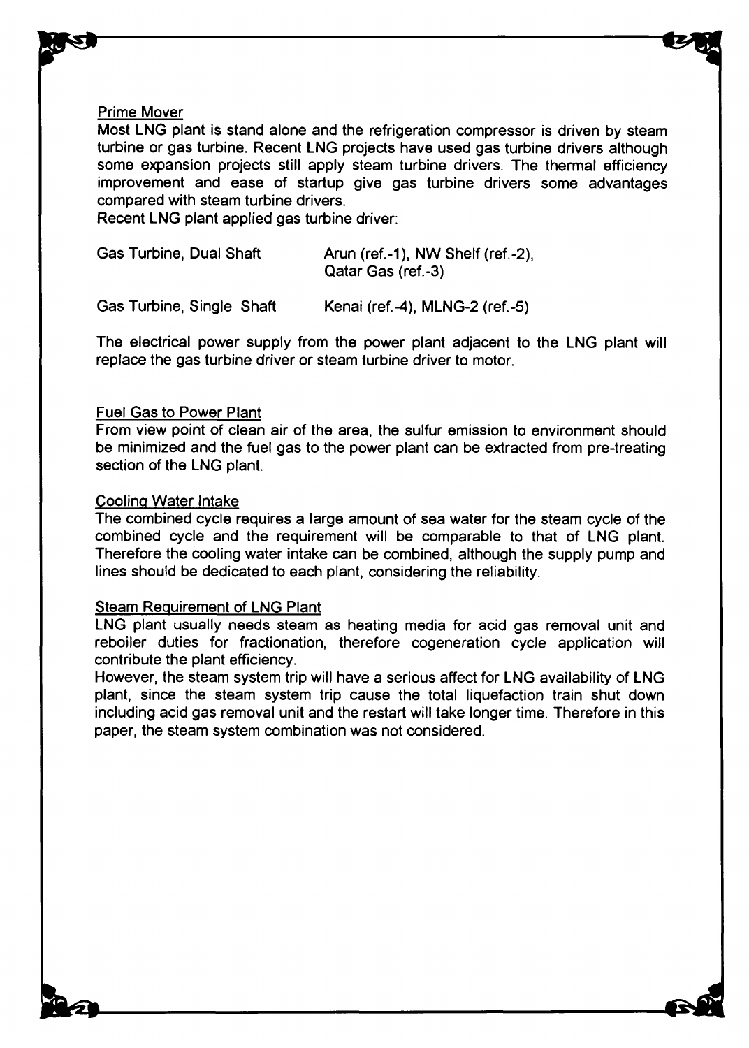### Prime Mover

Most LNG plant is stand alone and the refrigeration compressor is driven by steam turbine or gas turbine. Recent LNG projects have used gas turbine drivers although some expansion projects still apply steam turbine drivers. The thermal efficiency improvement and ease of startup give gas turbine drivers some advantages compared with steam turbine drivers.

Recent LNG plant applied gas turbine driver:

| | |
|---|---|
| Gas Turbine, Dual Shaft | Arun (ref.-1), NW Shelf (ref.-2), Qatar Gas (ref.-3) |
| Gas Turbine, Single Shaft | Kenai (ref.-4), MLNG-2 (ref.-5) |

The electrical power supply from the power plant adjacent to the LNG plant will replace the gas turbine driver or steam turbine driver to motor.

### Fuel Gas to Power Plant

From view point of clean air of the area, the sulfur emission to environment should be minimized and the fuel gas to the power plant can be extracted from pre-treating section of the LNG plant.

### Cooling Water Intake

The combined cycle requires a large amount of sea water for the steam cycle of the combined cycle and the requirement will be comparable to that of LNG plant. Therefore the cooling water intake can be combined, although the supply pump and lines should be dedicated to each plant, considering the reliability.

### Steam Requirement of LNG Plant

LNG plant usually needs steam as heating media for acid gas removal unit and reboiler duties for fractionation, therefore cogeneration cycle application will contribute the plant efficiency.

However, the steam system trip will have a serious affect for LNG availability of LNG plant, since the steam system trip cause the total liquefaction train shut down including acid gas removal unit and the restart will take longer time. Therefore in this paper, the steam system combination was not considered.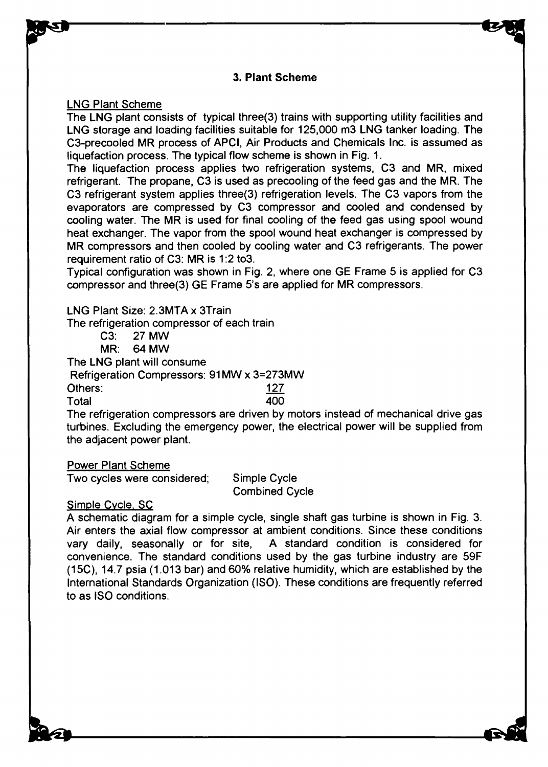## 3. Plant Scheme

### LNG Plant Scheme

The LNG plant consists of typical three(3) trains with supporting utility facilities and LNG storage and loading facilities suitable for 125,000 m3 LNG tanker loading. The C3-precooled MR process of APCI, Air Products and Chemicals Inc. is assumed as liquefaction process. The typical flow scheme is shown in Fig. 1.

The liquefaction process applies two refrigeration systems, C3 and MR, mixed refrigerant. The propane, C3 is used as precooling of the feed gas and the MR. The C3 refrigerant system applies three(3) refrigeration levels. The C3 vapors from the evaporators are compressed by C3 compressor and cooled and condensed by cooling water. The MR is used for final cooling of the feed gas using spool wound heat exchanger. The vapor from the spool wound heat exchanger is compressed by MR compressors and then cooled by cooling water and C3 refrigerants. The power requirement ratio of C3: MR is 1:2 to3.

Typical configuration was shown in Fig. 2, where one GE Frame 5 is applied for C3 compressor and three(3) GE Frame 5's are applied for MR compressors.

LNG Plant Size: 2.3MTA x 3Train

The refrigeration compressor of each train

C3: 27 MW

MR: 64 MW

The LNG plant will consume

| | |
|---|---|
| Refrigeration Compressors: 91MW x 3=273MW | |
| Others: | 127 |
| Total | 400 |

The refrigeration compressors are driven by motors instead of mechanical drive gas turbines. Excluding the emergency power, the electrical power will be supplied from the adjacent power plant.

### Power Plant Scheme

Two cycles were considered; Simple Cycle
Combined Cycle

### Simple Cycle, SC

A schematic diagram for a simple cycle, single shaft gas turbine is shown in Fig. 3. Air enters the axial flow compressor at ambient conditions. Since these conditions vary daily, seasonally or for site, A standard condition is considered for convenience. The standard conditions used by the gas turbine industry are 59F (15C), 14.7 psia (1.013 bar) and 60% relative humidity, which are established by the International Standards Organization (ISO). These conditions are frequently referred to as ISO conditions.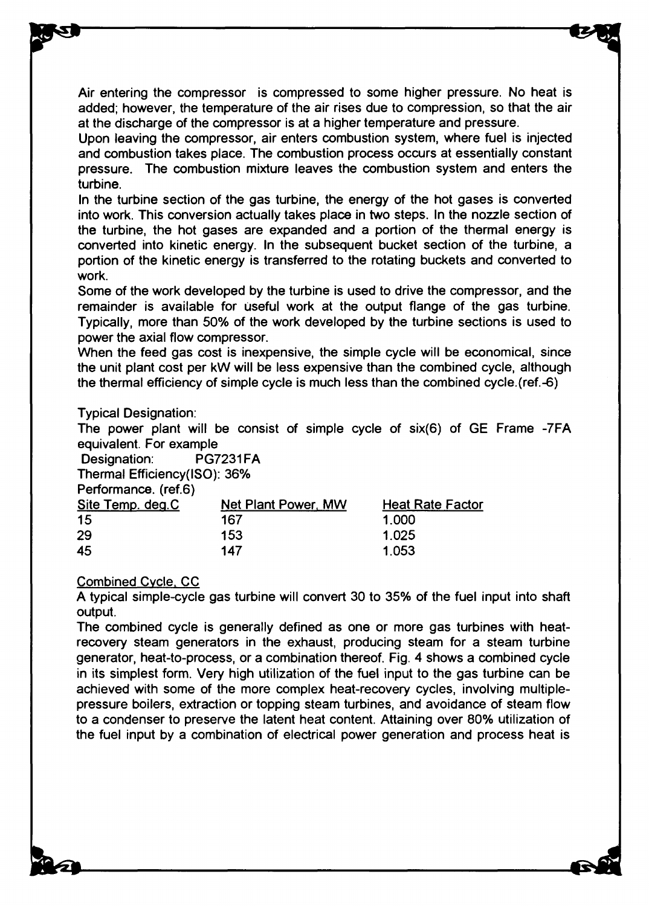Air entering the compressor is compressed to some higher pressure. No heat is added; however, the temperature of the air rises due to compression, so that the air at the discharge of the compressor is at a higher temperature and pressure.

Upon leaving the compressor, air enters combustion system, where fuel is injected and combustion takes place. The combustion process occurs at essentially constant pressure. The combustion mixture leaves the combustion system and enters the turbine.

In the turbine section of the gas turbine, the energy of the hot gases is converted into work. This conversion actually takes place in two steps. In the nozzle section of the turbine, the hot gases are expanded and a portion of the thermal energy is converted into kinetic energy. In the subsequent bucket section of the turbine, a portion of the kinetic energy is transferred to the rotating buckets and converted to work.

Some of the work developed by the turbine is used to drive the compressor, and the remainder is available for useful work at the output flange of the gas turbine. Typically, more than 50% of the work developed by the turbine sections is used to power the axial flow compressor.

When the feed gas cost is inexpensive, the simple cycle will be economical, since the unit plant cost per kW will be less expensive than the combined cycle, although the thermal efficiency of simple cycle is much less than the combined cycle.(ref.-6)

Typical Designation:

The power plant will be consist of simple cycle of six(6) of GE Frame -7FA equivalent. For example

Designation: PG7231FA

Thermal Efficiency(ISO): 36%

Performance. (ref.6)

| Site Temp. deg.C | Net Plant Power, MW | Heat Rate Factor |
|---|---|---|
| 15 | 167 | 1.000 |
| 29 | 153 | 1.025 |
| 45 | 147 | 1.053 |

## Combined Cycle, CC

A typical simple-cycle gas turbine will convert 30 to 35% of the fuel input into shaft output.

The combined cycle is generally defined as one or more gas turbines with heat-recovery steam generators in the exhaust, producing steam for a steam turbine generator, heat-to-process, or a combination thereof. Fig. 4 shows a combined cycle in its simplest form. Very high utilization of the fuel input to the gas turbine can be achieved with some of the more complex heat-recovery cycles, involving multiple-pressure boilers, extraction or topping steam turbines, and avoidance of steam flow to a condenser to preserve the latent heat content. Attaining over 80% utilization of the fuel input by a combination of electrical power generation and process heat is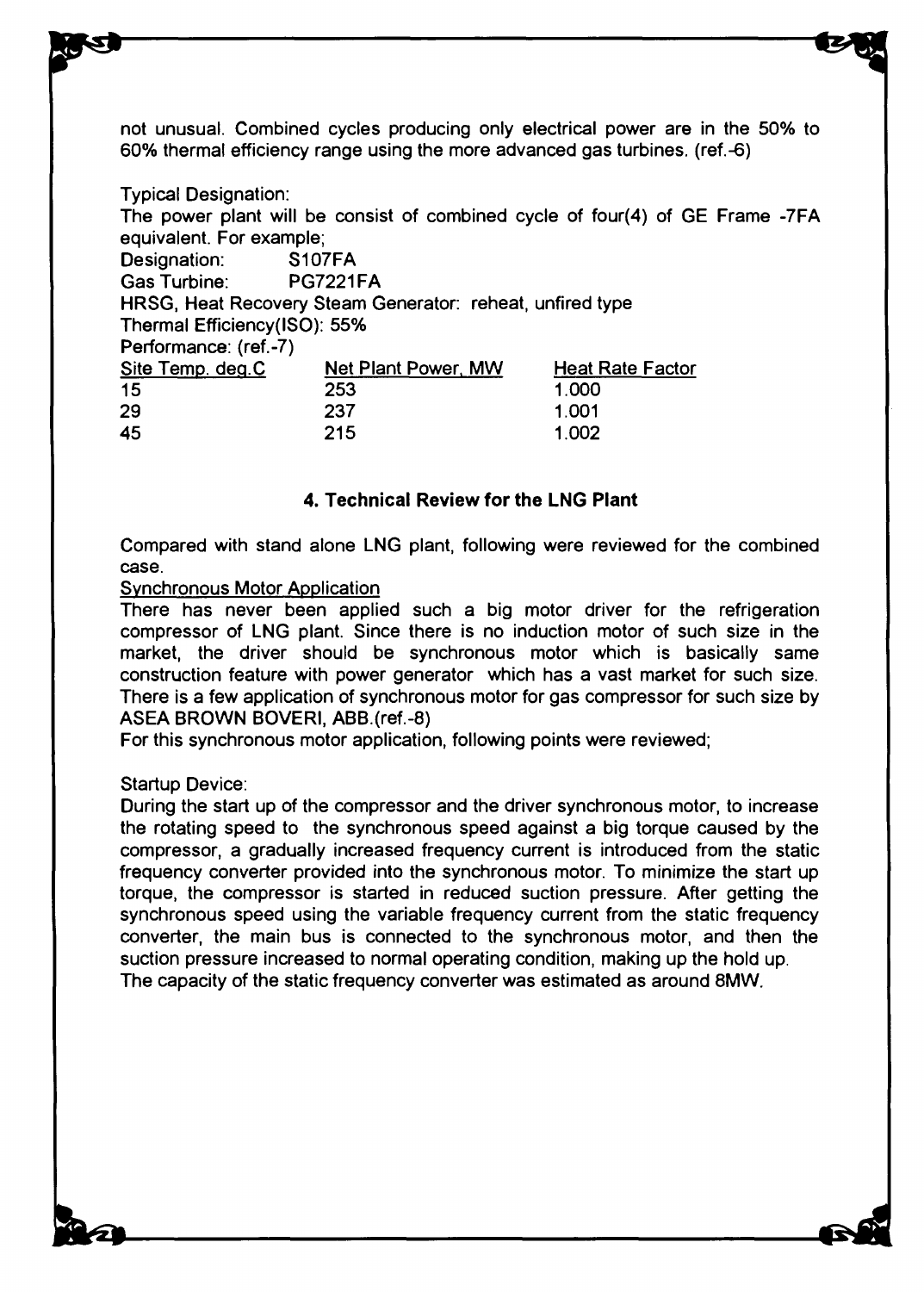not unusual. Combined cycles producing only electrical power are in the 50% to 60% thermal efficiency range using the more advanced gas turbines. (ref.-6)

Typical Designation:
The power plant will be consist of combined cycle of four(4) of GE Frame -7FA equivalent. For example;
Designation: S107FA
Gas Turbine: PG7221FA
HRSG, Heat Recovery Steam Generator: reheat, unfired type
Thermal Efficiency(ISO): 55%
Performance: (ref.-7)

| Site Temp. deg.C | Net Plant Power, MW | Heat Rate Factor |
|---|---|---|
| 15 | 253 | 1.000 |
| 29 | 237 | 1.001 |
| 45 | 215 | 1.002 |

## 4. Technical Review for the LNG Plant

Compared with stand alone LNG plant, following were reviewed for the combined case.

Synchronous Motor Application

There has never been applied such a big motor driver for the refrigeration compressor of LNG plant. Since there is no induction motor of such size in the market, the driver should be synchronous motor which is basically same construction feature with power generator which has a vast market for such size. There is a few application of synchronous motor for gas compressor for such size by ASEA BROWN BOVERI, ABB.(ref.-8)
For this synchronous motor application, following points were reviewed;

Startup Device:
During the start up of the compressor and the driver synchronous motor, to increase the rotating speed to the synchronous speed against a big torque caused by the compressor, a gradually increased frequency current is introduced from the static frequency converter provided into the synchronous motor. To minimize the start up torque, the compressor is started in reduced suction pressure. After getting the synchronous speed using the variable frequency current from the static frequency converter, the main bus is connected to the synchronous motor, and then the suction pressure increased to normal operating condition, making up the hold up.
The capacity of the static frequency converter was estimated as around 8MW.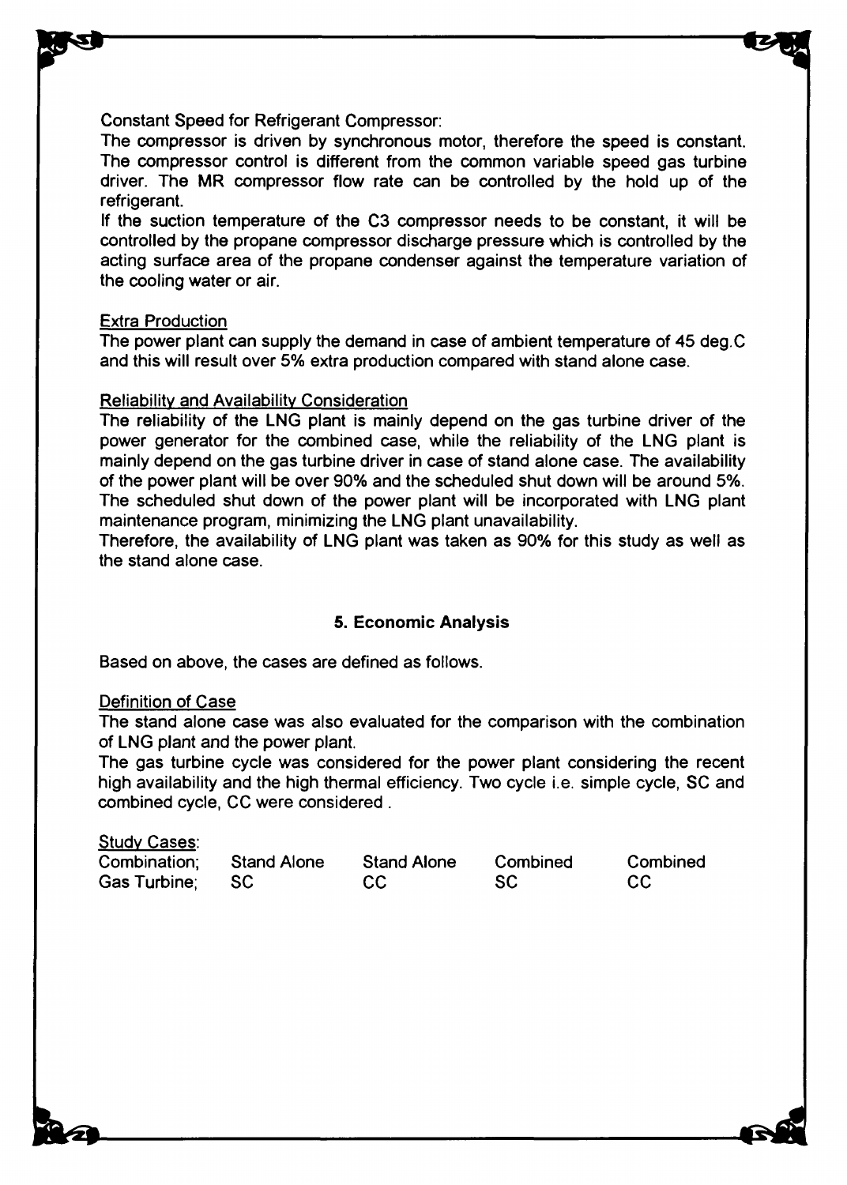Constant Speed for Refrigerant Compressor:

The compressor is driven by synchronous motor, therefore the speed is constant. The compressor control is different from the common variable speed gas turbine driver. The MR compressor flow rate can be controlled by the hold up of the refrigerant.

If the suction temperature of the C3 compressor needs to be constant, it will be controlled by the propane compressor discharge pressure which is controlled by the acting surface area of the propane condenser against the temperature variation of the cooling water or air.

<u>Extra Production</u>

The power plant can supply the demand in case of ambient temperature of 45 deg.C and this will result over 5% extra production compared with stand alone case.

<u>Reliability and Availability Consideration</u>

The reliability of the LNG plant is mainly depend on the gas turbine driver of the power generator for the combined case, while the reliability of the LNG plant is mainly depend on the gas turbine driver in case of stand alone case. The availability of the power plant will be over 90% and the scheduled shut down will be around 5%. The scheduled shut down of the power plant will be incorporated with LNG plant maintenance program, minimizing the LNG plant unavailability.

Therefore, the availability of LNG plant was taken as 90% for this study as well as the stand alone case.

## 5. Economic Analysis

Based on above, the cases are defined as follows.

<u>Definition of Case</u>

The stand alone case was also evaluated for the comparison with the combination of LNG plant and the power plant.

The gas turbine cycle was considered for the power plant considering the recent high availability and the high thermal efficiency. Two cycle i.e. simple cycle, SC and combined cycle, CC were considered .

<u>Study Cases</u>:

| Combination; | Stand Alone | Stand Alone | Combined | Combined |
|---|---|---|---|---|
| Gas Turbine; | SC | CC | SC | CC |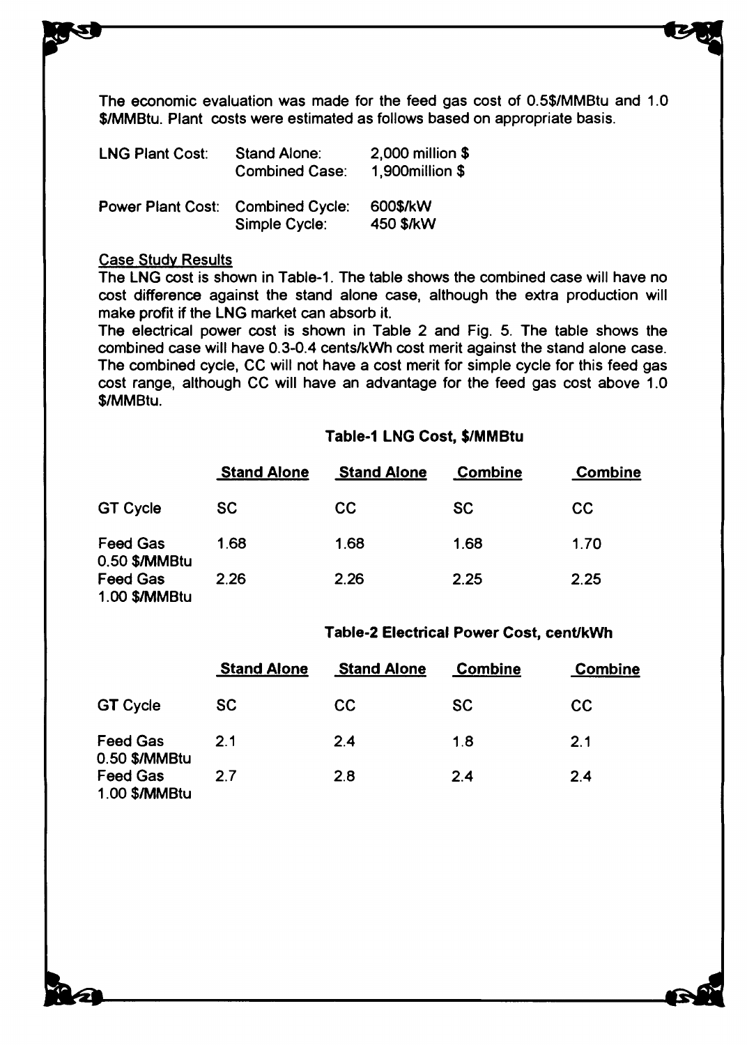The economic evaluation was made for the feed gas cost of 0.5$/MMBtu and 1.0 $/MMBtu. Plant costs were estimated as follows based on appropriate basis.

| | | |
|---|---|---|
| LNG Plant Cost: | Stand Alone: | 2,000 million $ |
| | Combined Case: | 1,900million $ |
| Power Plant Cost: | Combined Cycle: | 600$/kW |
| | Simple Cycle: | 450 $/kW |

Case Study Results

The LNG cost is shown in Table-1. The table shows the combined case will have no cost difference against the stand alone case, although the extra production will make profit if the LNG market can absorb it.

The electrical power cost is shown in Table 2 and Fig. 5. The table shows the combined case will have 0.3-0.4 cents/kWh cost merit against the stand alone case. The combined cycle, CC will not have a cost merit for simple cycle for this feed gas cost range, although CC will have an advantage for the feed gas cost above 1.0 $/MMBtu.

**Table-1 LNG Cost, $/MMBtu**

| | Stand Alone | Stand Alone | Combine | Combine |
|---|---|---|---|---|
| GT Cycle | SC | CC | SC | CC |
| Feed Gas 0.50 $/MMBtu | 1.68 | 1.68 | 1.68 | 1.70 |
| Feed Gas 1.00 $/MMBtu | 2.26 | 2.26 | 2.25 | 2.25 |

**Table-2 Electrical Power Cost, cent/kWh**

| | Stand Alone | Stand Alone | Combine | Combine |
|---|---|---|---|---|
| GT Cycle | SC | CC | SC | CC |
| Feed Gas 0.50 $/MMBtu | 2.1 | 2.4 | 1.8 | 2.1 |
| Feed Gas 1.00 $/MMBtu | 2.7 | 2.8 | 2.4 | 2.4 |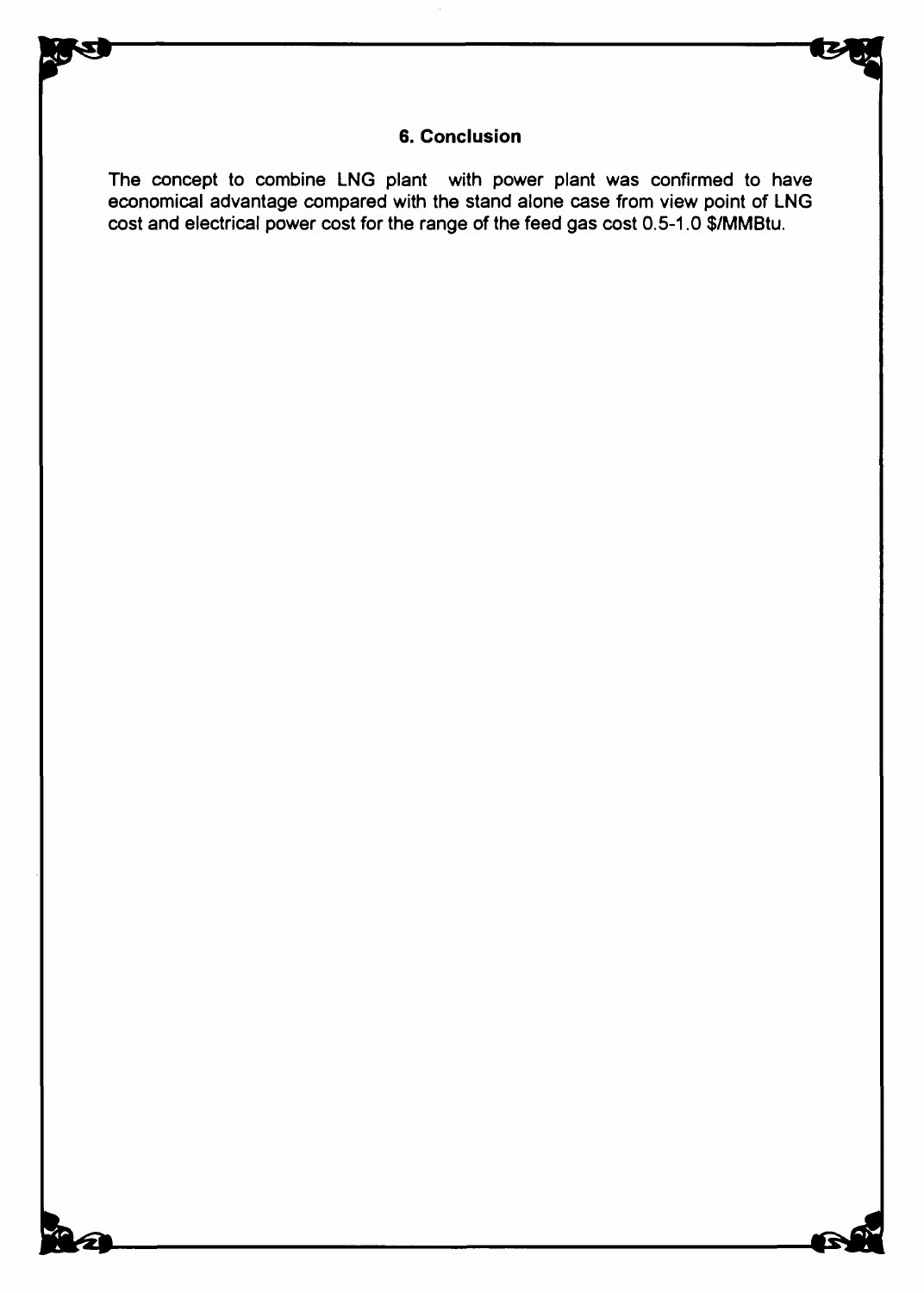## 6. Conclusion

The concept to combine LNG plant with power plant was confirmed to have economical advantage compared with the stand alone case from view point of LNG cost and electrical power cost for the range of the feed gas cost 0.5-1.0 $/MMBtu.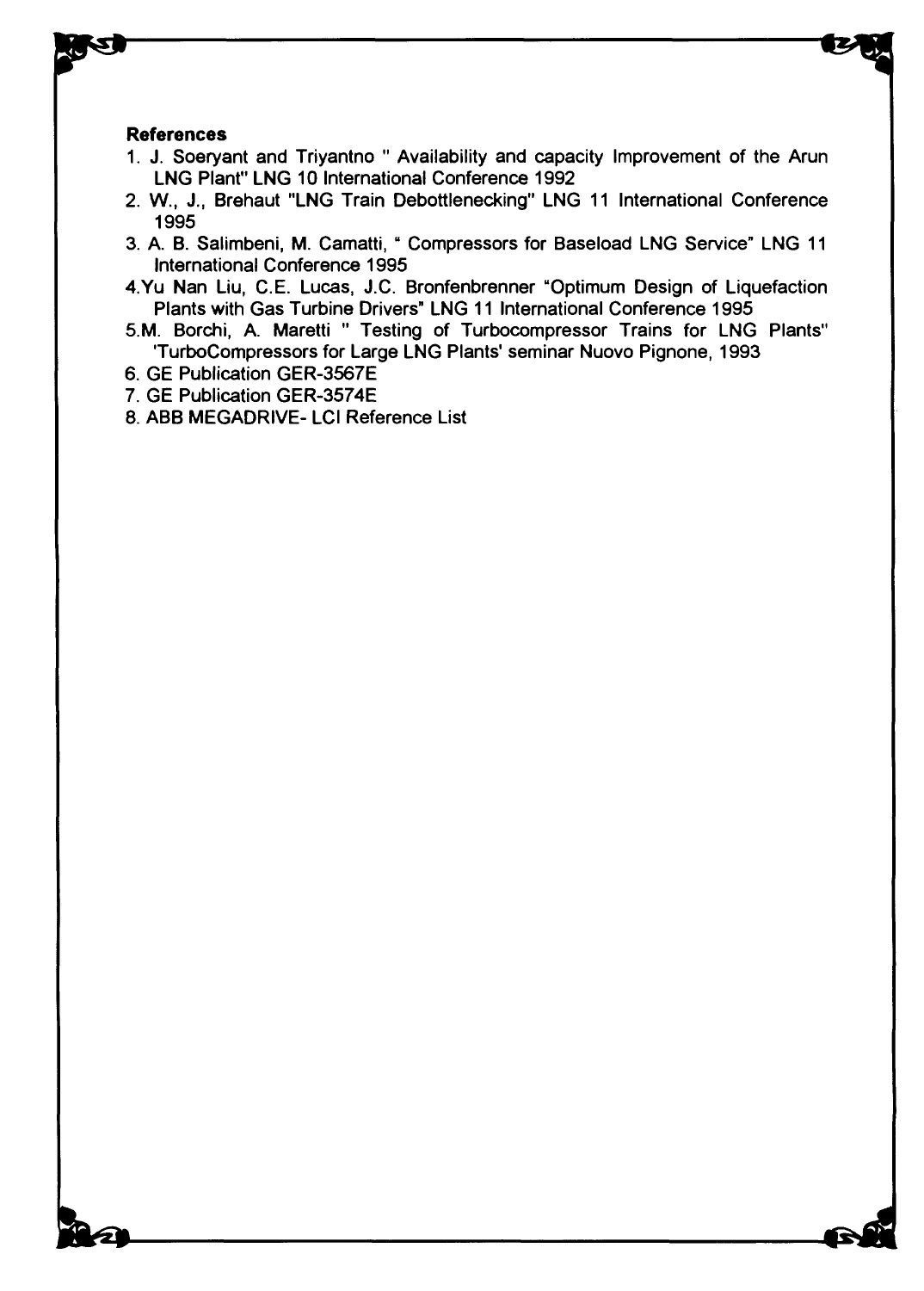**References**

1. J. Soeryant and Triyantno " Availability and capacity Improvement of the Arun LNG Plant" LNG 10 International Conference 1992
2. W., J., Brehaut "LNG Train Debottlenecking" LNG 11 International Conference 1995
3. A. B. Salimbeni, M. Camatti, " Compressors for Baseload LNG Service" LNG 11 International Conference 1995
4. Yu Nan Liu, C.E. Lucas, J.C. Bronfenbrenner "Optimum Design of Liquefaction Plants with Gas Turbine Drivers" LNG 11 International Conference 1995
5. M. Borchi, A. Maretti " Testing of Turbocompressor Trains for LNG Plants" 'TurboCompressors for Large LNG Plants' seminar Nuovo Pignone, 1993
6. GE Publication GER-3567E
7. GE Publication GER-3574E
8. ABB MEGADRIVE- LCI Reference List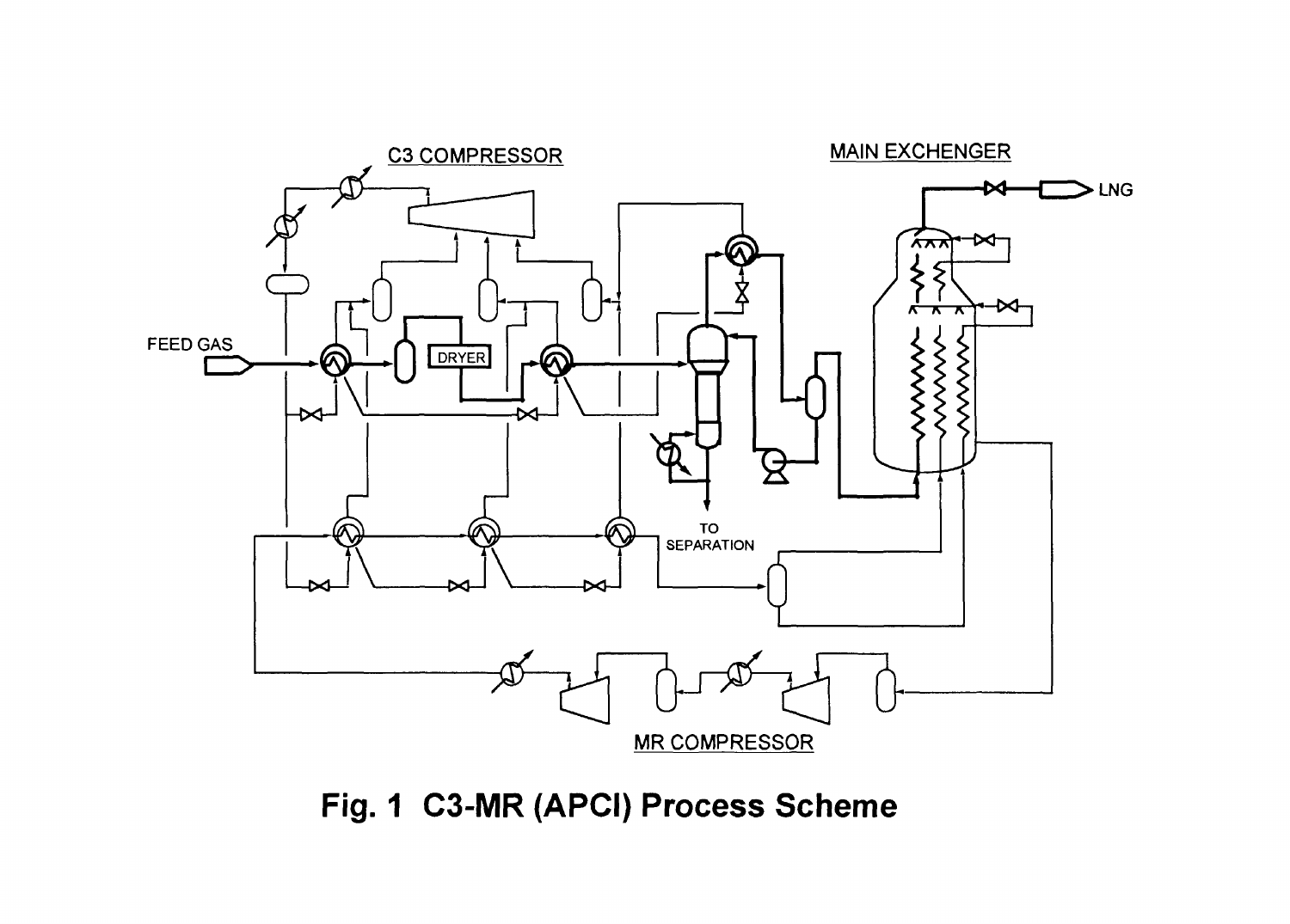**Fig. 1 C3-MR (APCI) Process Scheme**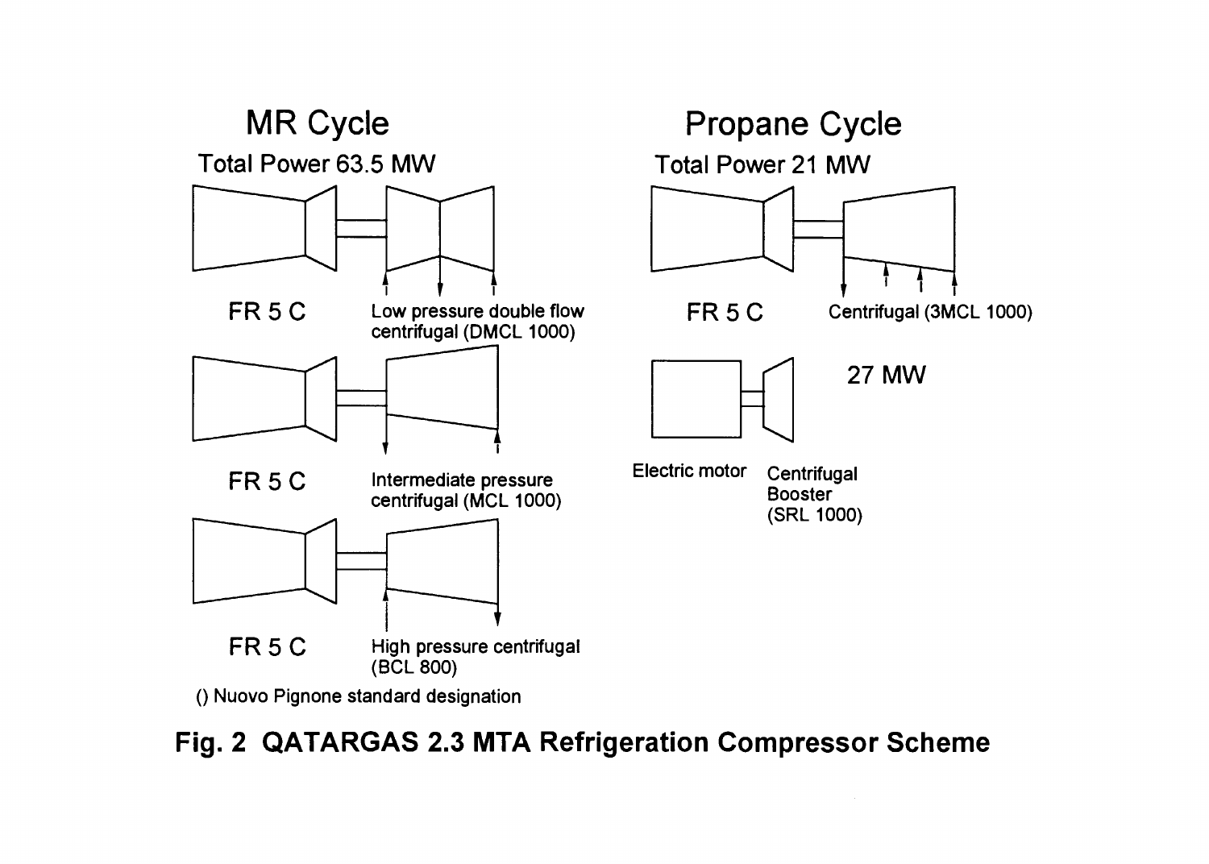MR Cycle

Total Power 63.5 MW

FR 5 C — Low pressure double flow centrifugal (DMCL 1000)

FR 5 C — Intermediate pressure centrifugal (MCL 1000)

FR 5 C — High pressure centrifugal (BCL 800)

Propane Cycle

Total Power 21 MW

FR 5 C — Centrifugal (3MCL 1000)

27 MW

Electric motor — Centrifugal Booster (SRL 1000)

() Nuovo Pignone standard designation

**Fig. 2 QATARGAS 2.3 MTA Refrigeration Compressor Scheme**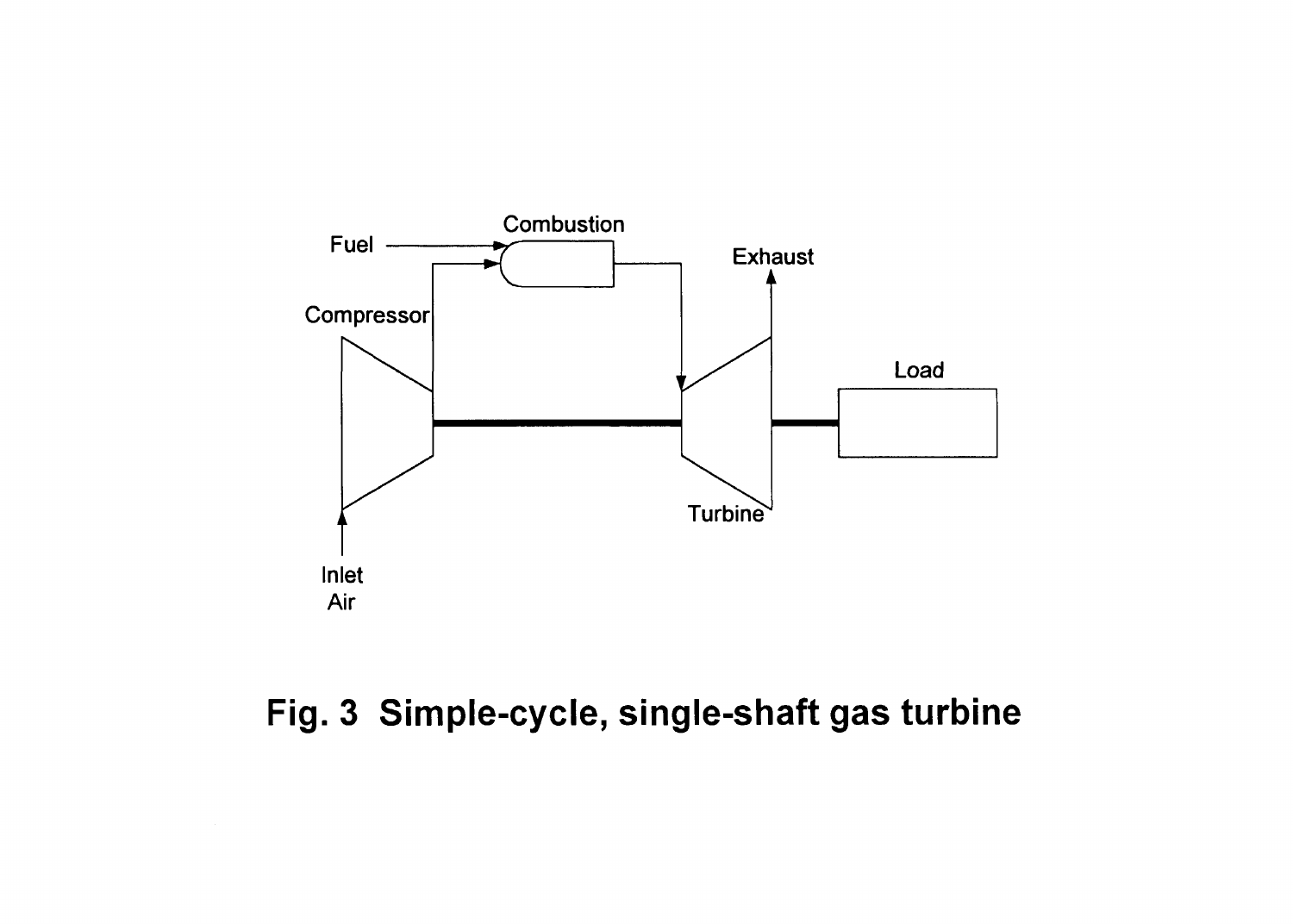**Fig. 3 Simple-cycle, single-shaft gas turbine**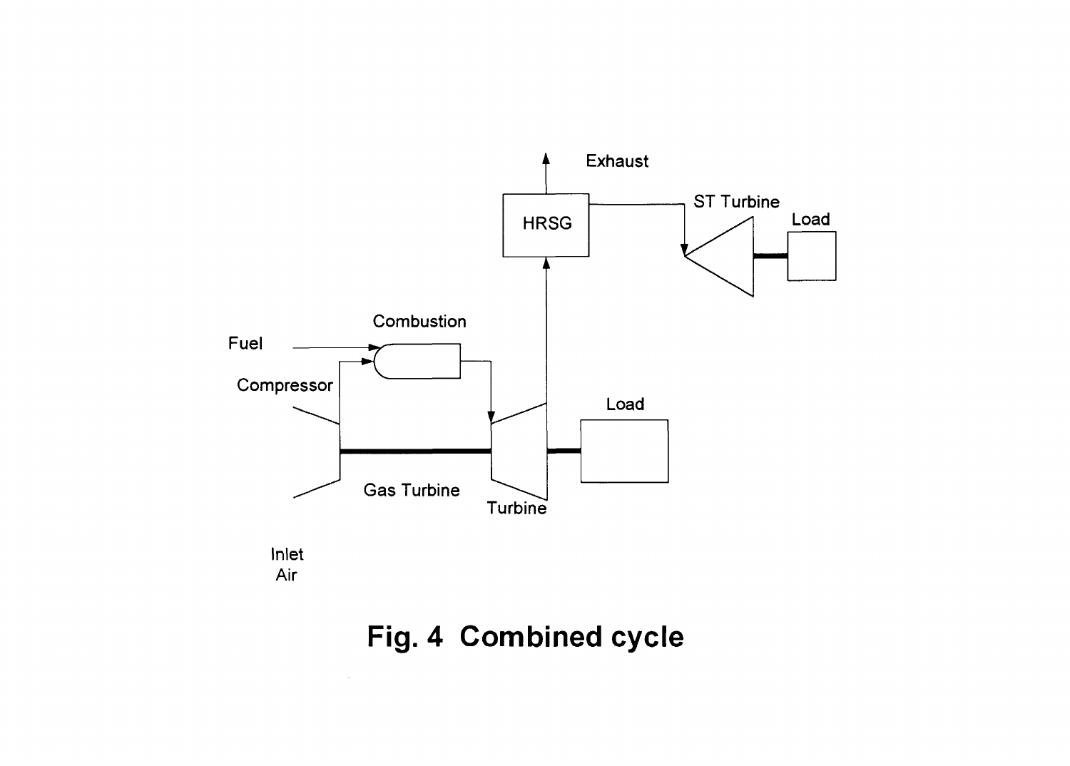Exhaust

HRSG

ST Turbine

Load

Combustion

Fuel

Compressor

Load

Gas Turbine

Turbine

Inlet
Air

**Fig. 4 Combined cycle**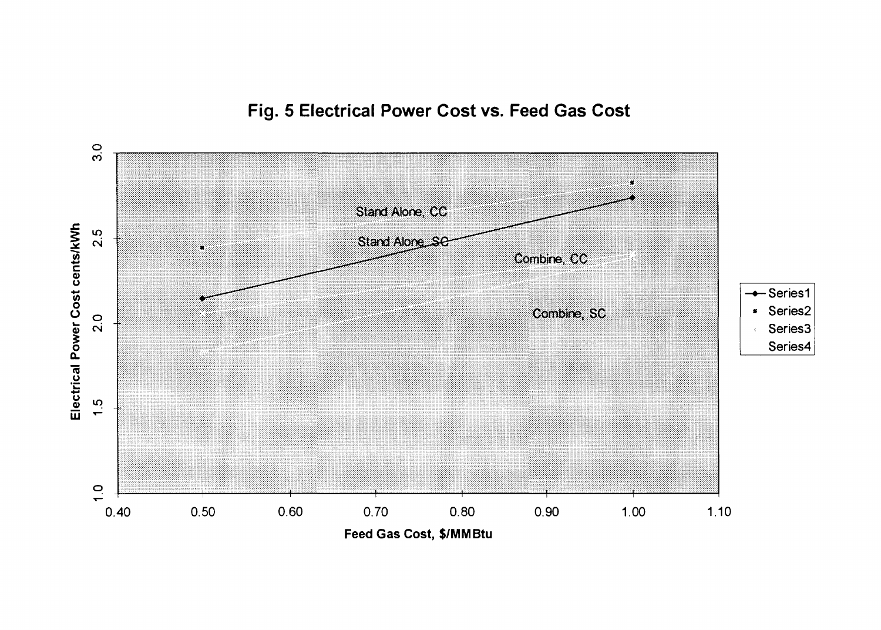# Fig. 5 Electrical Power Cost vs. Feed Gas Cost

Electrical Power Cost cents/kWh

3.0

2.5

2.0

1.5

1.0

0.40 0.50 0.60 0.70 0.80 0.90 1.00 1.10

Feed Gas Cost, $/MMBtu

Stand Alone, CC

Stand Alone, SC

Combine, CC

Combine, SC

Series1

Series2

Series3

Series4